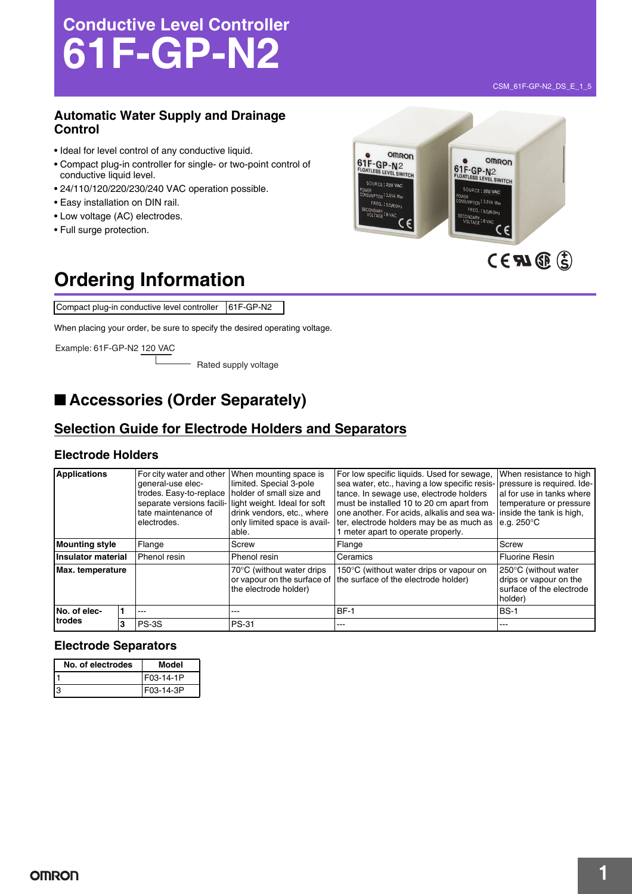# Conductive Level Controller
# 61F-GP-N2

## Automatic Water Supply and Drainage Control

- Ideal for level control of any conductive liquid.
- Compact plug-in controller for single- or two-point control of conductive liquid level.
- 24/110/120/220/230/240 VAC operation possible.
- Easy installation on DIN rail.
- Low voltage (AC) electrodes.
- Full surge protection.

# Ordering Information

| Compact plug-in conductive level controller | 61F-GP-N2 |
|---|---|

When placing your order, be sure to specify the desired operating voltage.

Example: 61F-GP-N2 120 VAC

Rated supply voltage (120 VAC)

## ■ Accessories (Order Separately)

## Selection Guide for Electrode Holders and Separators

### Electrode Holders

| Applications | | For city water and other general-use electrodes. Easy-to-replace separate versions facilitate maintenance of electrodes. | When mounting space is limited. Special 3-pole holder of small size and light weight. Ideal for soft drink vendors, etc., where only limited space is available. | For low specific liquids. Used for sewage, sea water, etc., having a low specific resistance. In sewage use, electrode holders must be installed 10 to 20 cm apart from one another. For acids, alkalis and sea water, electrode holders may be as much as 1 meter apart to operate properly. | When resistance to high pressure is required. Ideal for use in tanks where temperature or pressure inside the tank is high, e.g. 250°C |
|---|---|---|---|---|---|
| **Mounting style** | | Flange | Screw | Flange | Screw |
| **Insulator material** | | Phenol resin | Phenol resin | Ceramics | Fluorine Resin |
| **Max. temperature** | | | 70°C (without water drips or vapour on the surface of the electrode holder) | 150°C (without water drips or vapour on the surface of the electrode holder) | 250°C (without water drips or vapour on the surface of the electrode holder) |
| **No. of electrodes** | **1** | --- | --- | BF-1 | BS-1 |
| | **3** | PS-3S | PS-31 | --- | --- |

### Electrode Separators

| No. of electrodes | Model |
|---|---|
| 1 | F03-14-1P |
| 3 | F03-14-3P |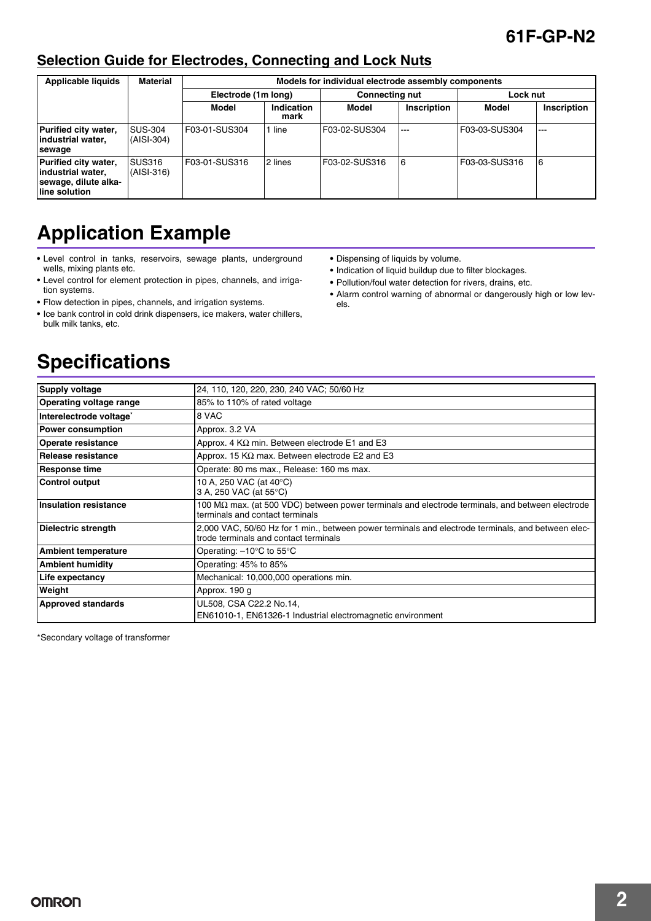## Selection Guide for Electrodes, Connecting and Lock Nuts

| Applicable liquids | Material | Models for individual electrode assembly components | | | | | |
|---|---|---|---|---|---|---|---|
| | | Electrode (1m long) | | Connecting nut | | Lock nut | |
| | | Model | Indication mark | Model | Inscription | Model | Inscription |
| Purified city water, industrial water, sewage | SUS-304 (AISI-304) | F03-01-SUS304 | 1 line | F03-02-SUS304 | --- | F03-03-SUS304 | --- |
| Purified city water, industrial water, sewage, dilute alkaline solution | SUS316 (AISI-316) | F03-01-SUS316 | 2 lines | F03-02-SUS316 | 6 | F03-03-SUS316 | 6 |

# Application Example

- Level control in tanks, reservoirs, sewage plants, underground wells, mixing plants etc.
- Level control for element protection in pipes, channels, and irrigation systems.
- Flow detection in pipes, channels, and irrigation systems.
- Ice bank control in cold drink dispensers, ice makers, water chillers, bulk milk tanks, etc.
- Dispensing of liquids by volume.
- Indication of liquid buildup due to filter blockages.
- Pollution/foul water detection for rivers, drains, etc.
- Alarm control warning of abnormal or dangerously high or low levels.

# Specifications

| Supply voltage | 24, 110, 120, 220, 230, 240 VAC; 50/60 Hz |
|---|---|
| Operating voltage range | 85% to 110% of rated voltage |
| Interelectrode voltage* | 8 VAC |
| Power consumption | Approx. 3.2 VA |
| Operate resistance | Approx. 4 KΩ min. Between electrode E1 and E3 |
| Release resistance | Approx. 15 KΩ max. Between electrode E2 and E3 |
| Response time | Operate: 80 ms max., Release: 160 ms max. |
| Control output | 10 A, 250 VAC (at 40°C)<br>3 A, 250 VAC (at 55°C) |
| Insulation resistance | 100 MΩ max. (at 500 VDC) between power terminals and electrode terminals, and between electrode terminals and contact terminals |
| Dielectric strength | 2,000 VAC, 50/60 Hz for 1 min., between power terminals and electrode terminals, and between electrode terminals and contact terminals |
| Ambient temperature | Operating: –10°C to 55°C |
| Ambient humidity | Operating: 45% to 85% |
| Life expectancy | Mechanical: 10,000,000 operations min. |
| Weight | Approx. 190 g |
| Approved standards | UL508, CSA C22.2 No.14,<br>EN61010-1, EN61326-1 Industrial electromagnetic environment |

*Secondary voltage of transformer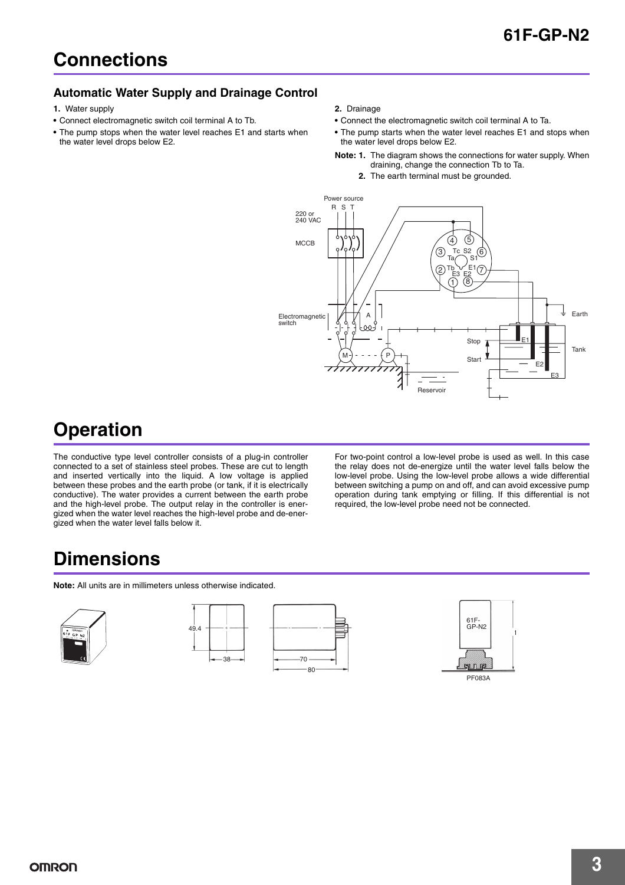# Connections

## Automatic Water Supply and Drainage Control

**1.** Water supply

- Connect electromagnetic switch coil terminal A to Tb.
- The pump stops when the water level reaches E1 and starts when the water level drops below E2.

**2.** Drainage

- Connect the electromagnetic switch coil terminal A to Ta.
- The pump starts when the water level reaches E1 and stops when the water level drops below E2.

**Note: 1.** The diagram shows the connections for water supply. When draining, change the connection Tb to Ta.

**2.** The earth terminal must be grounded.

# Operation

The conductive type level controller consists of a plug-in controller connected to a set of stainless steel probes. These are cut to length and inserted vertically into the liquid. A low voltage is applied between these probes and the earth probe (or tank, if it is electrically conductive). The water provides a current between the earth probe and the high-level probe. The output relay in the controller is energized when the water level reaches the high-level probe and de-energized when the water level falls below it.

For two-point control a low-level probe is used as well. In this case the relay does not de-energize until the water level falls below the low-level probe. Using the low-level probe allows a wide differential between switching a pump on and off, and can avoid excessive pump operation during tank emptying or filling. If this differential is not required, the low-level probe need not be connected.

# Dimensions

**Note:** All units are in millimeters unless otherwise indicated.

PF083A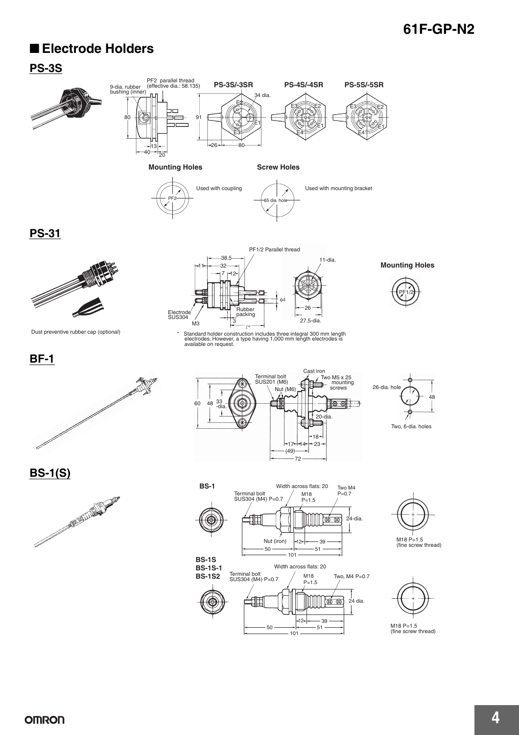## ■ Electrode Holders

### PS-3S

PF2 parallel thread (effective dia.: 58.135)

9-dia. rubber bushing (inner)

PS-3S/-3SR

PS-4S/-4SR

PS-5S/-5SR

34 dia.

E1 E2 E3 E4

80 91 13 40 20 26 80

**Mounting Holes**

PF2 Used with coupling

**Screw Holes**

65 dia. hole Used with mounting bracket

### PS-31

PF1/2 Parallel thread

38.5 32 11 7 12 11-dia.

Electrode SUS304

M3

Rubber packing

3 ℓ* φ4 26 27.5-dia.

**Mounting Holes**

PF1/2

Dust preventive rubber cap (optional)

\* Standard holder construction includes three integral 300 mm length electrodes. However, a type having 1,000 mm length electrodes is available on request.

### BF-1

Terminal bolt SUS201 (M6)

Cast iron

Two M5 x 25 mounting screws

Nut (M6)

60 48 33-dia.

20-dia.

18 17 14 23 (49) 72

26-dia. hole

48

Two, 6-dia. holes

### BS-1(S)

**BS-1**

Terminal bolt SUS304 (M4) P=0.7

Width across flats: 20

M18 P=1.5

Two M4 P=0.7

24-dia.

Nut (iron)

12 39 50 51 101

M18 P=1.5 (fine screw thread)

**BS-1S**
**BS-1S-1**
**BS-1S2**

Terminal bolt SUS304 (M4) P=0.7

Width across flats: 20

M18 P=1.5

Two, M4 P=0.7

24 dia.

12 39 50 51 101

M18 P=1.5 (fine screw thread)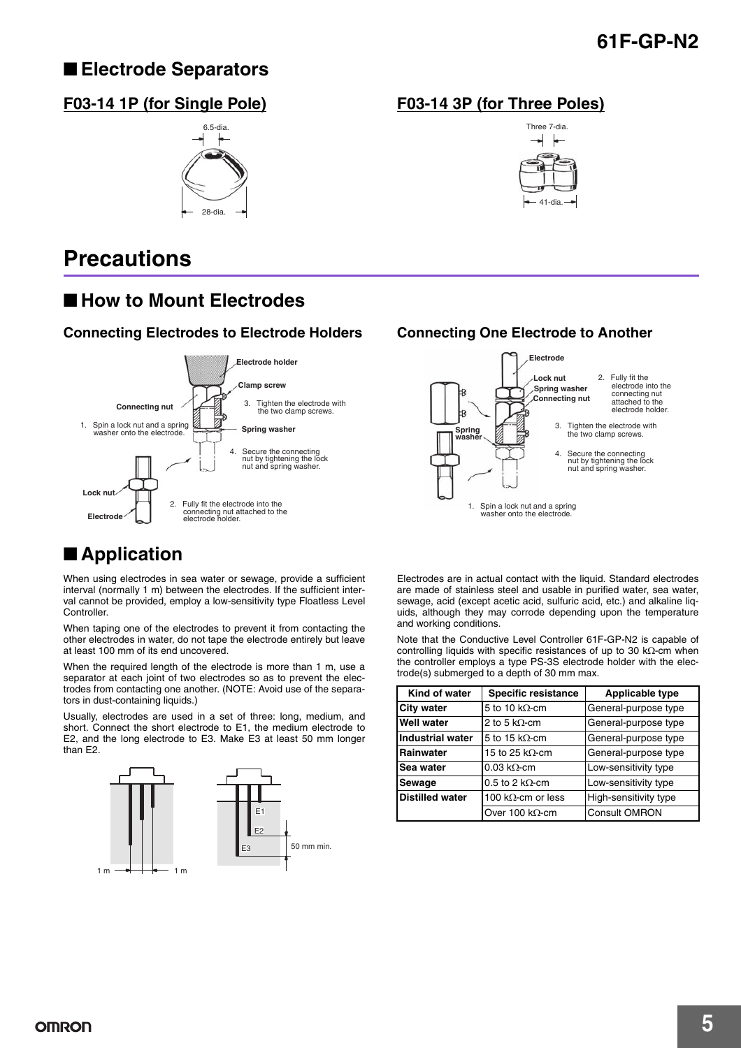## ■ Electrode Separators

### F03-14 1P (for Single Pole)

6.5-dia.

28-dia.

### F03-14 3P (for Three Poles)

Three 7-dia.

41-dia.

# Precautions

## ■ How to Mount Electrodes

### Connecting Electrodes to Electrode Holders

1. Spin a lock nut and a spring washer onto the electrode.
2. Fully fit the electrode into the connecting nut attached to the electrode holder.
3. Tighten the electrode with the two clamp screws.
4. Secure the connecting nut by tightening the lock nut and spring washer.

Electrode holder, Clamp screw, Connecting nut, Spring washer, Lock nut, Electrode

### Connecting One Electrode to Another

1. Spin a lock nut and a spring washer onto the electrode.
2. Fully fit the electrode into the connecting nut attached to the electrode holder.
3. Tighten the electrode with the two clamp screws.
4. Secure the connecting nut by tightening the lock nut and spring washer.

Electrode, Lock nut, Spring washer, Connecting nut

## ■ Application

When using electrodes in sea water or sewage, provide a sufficient interval (normally 1 m) between the electrodes. If the sufficient interval cannot be provided, employ a low-sensitivity type Floatless Level Controller.

When taping one of the electrodes to prevent it from contacting the other electrodes in water, do not tape the electrode entirely but leave at least 100 mm of its end uncovered.

When the required length of the electrode is more than 1 m, use a separator at each joint of two electrodes so as to prevent the electrodes from contacting one another. (NOTE: Avoid use of the separators in dust-containing liquids.)

Usually, electrodes are used in a set of three: long, medium, and short. Connect the short electrode to E1, the medium electrode to E2, and the long electrode to E3. Make E3 at least 50 mm longer than E2.

1 m　1 m　E1　E2　E3　50 mm min.

Electrodes are in actual contact with the liquid. Standard electrodes are made of stainless steel and usable in purified water, sea water, sewage, acid (except acetic acid, sulfuric acid, etc.) and alkaline liquids, although they may corrode depending upon the temperature and working conditions.

Note that the Conductive Level Controller 61F-GP-N2 is capable of controlling liquids with specific resistances of up to 30 kΩ-cm when the controller employs a type PS-3S electrode holder with the electrode(s) submerged to a depth of 30 mm max.

| Kind of water | Specific resistance | Applicable type |
|---|---|---|
| City water | 5 to 10 kΩ-cm | General-purpose type |
| Well water | 2 to 5 kΩ-cm | General-purpose type |
| Industrial water | 5 to 15 kΩ-cm | General-purpose type |
| Rainwater | 15 to 25 kΩ-cm | General-purpose type |
| Sea water | 0.03 kΩ-cm | Low-sensitivity type |
| Sewage | 0.5 to 2 kΩ-cm | Low-sensitivity type |
| Distilled water | 100 kΩ-cm or less | High-sensitivity type |
| | Over 100 kΩ-cm | Consult OMRON |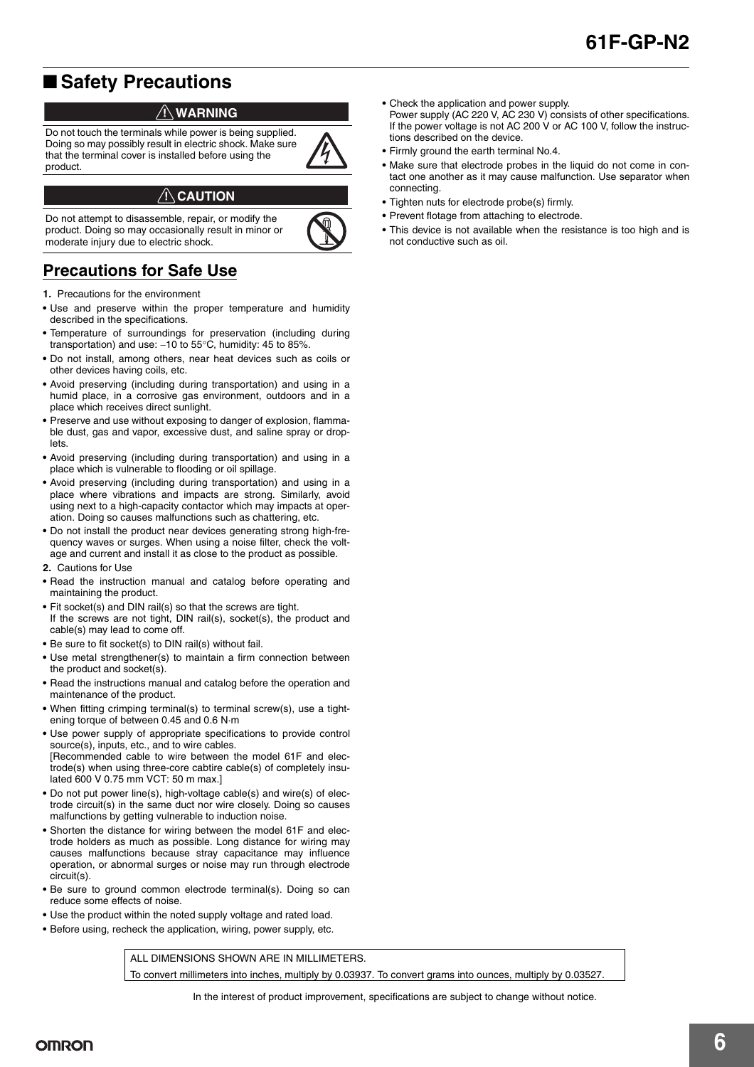## ■ Safety Precautions

**⚠ WARNING**

Do not touch the terminals while power is being supplied. Doing so may possibly result in electric shock. Make sure that the terminal cover is installed before using the product.

**⚠ CAUTION**

Do not attempt to disassemble, repair, or modify the product. Doing so may occasionally result in minor or moderate injury due to electric shock.

## Precautions for Safe Use

**1.** Precautions for the environment

- Use and preserve within the proper temperature and humidity described in the specifications.
- Temperature of surroundings for preservation (including during transportation) and use: −10 to 55°C, humidity: 45 to 85%.
- Do not install, among others, near heat devices such as coils or other devices having coils, etc.
- Avoid preserving (including during transportation) and using in a humid place, in a corrosive gas environment, outdoors and in a place which receives direct sunlight.
- Preserve and use without exposing to danger of explosion, flammable dust, gas and vapor, excessive dust, and saline spray or droplets.
- Avoid preserving (including during transportation) and using in a place which is vulnerable to flooding or oil spillage.
- Avoid preserving (including during transportation) and using in a place where vibrations and impacts are strong. Similarly, avoid using next to a high-capacity contactor which may impacts at operation. Doing so causes malfunctions such as chattering, etc.
- Do not install the product near devices generating strong high-frequency waves or surges. When using a noise filter, check the voltage and current and install it as close to the product as possible.

**2.** Cautions for Use

- Read the instruction manual and catalog before operating and maintaining the product.
- Fit socket(s) and DIN rail(s) so that the screws are tight. If the screws are not tight, DIN rail(s), socket(s), the product and cable(s) may lead to come off.
- Be sure to fit socket(s) to DIN rail(s) without fail.
- Use metal strengthener(s) to maintain a firm connection between the product and socket(s).
- Read the instructions manual and catalog before the operation and maintenance of the product.
- When fitting crimping terminal(s) to terminal screw(s), use a tightening torque of between 0.45 and 0.6 N·m
- Use power supply of appropriate specifications to provide control source(s), inputs, etc., and to wire cables. [Recommended cable to wire between the model 61F and electrode(s) when using three-core cabtire cable(s) of completely insulated 600 V 0.75 mm VCT: 50 m max.]
- Do not put power line(s), high-voltage cable(s) and wire(s) of electrode circuit(s) in the same duct nor wire closely. Doing so causes malfunctions by getting vulnerable to induction noise.
- Shorten the distance for wiring between the model 61F and electrode holders as much as possible. Long distance for wiring may causes malfunctions because stray capacitance may influence operation, or abnormal surges or noise may run through electrode circuit(s).
- Be sure to ground common electrode terminal(s). Doing so can reduce some effects of noise.
- Use the product within the noted supply voltage and rated load.
- Before using, recheck the application, wiring, power supply, etc.
- Check the application and power supply. Power supply (AC 220 V, AC 230 V) consists of other specifications. If the power voltage is not AC 200 V or AC 100 V, follow the instructions described on the device.
- Firmly ground the earth terminal No.4.
- Make sure that electrode probes in the liquid do not come in contact one another as it may cause malfunction. Use separator when connecting.
- Tighten nuts for electrode probe(s) firmly.
- Prevent flotage from attaching to electrode.
- This device is not available when the resistance is too high and is not conductive such as oil.

ALL DIMENSIONS SHOWN ARE IN MILLIMETERS.
To convert millimeters into inches, multiply by 0.03937. To convert grams into ounces, multiply by 0.03527.

In the interest of product improvement, specifications are subject to change without notice.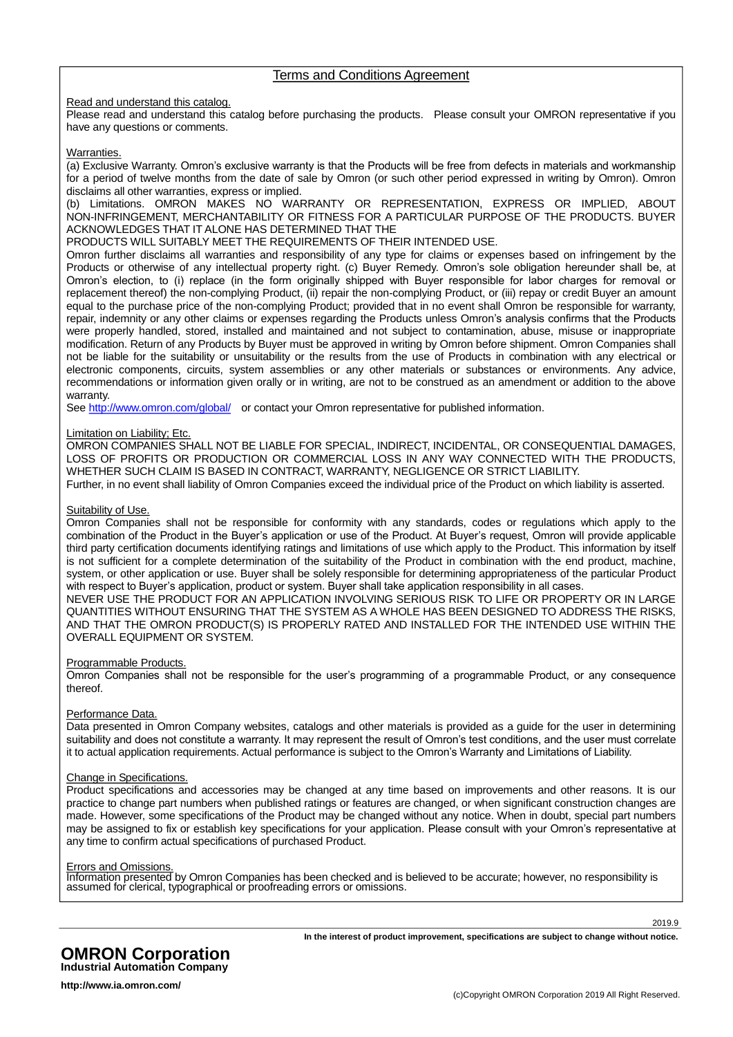## Terms and Conditions Agreement

### Read and understand this catalog.

Please read and understand this catalog before purchasing the products. Please consult your OMRON representative if you have any questions or comments.

### Warranties.

(a) Exclusive Warranty. Omron's exclusive warranty is that the Products will be free from defects in materials and workmanship for a period of twelve months from the date of sale by Omron (or such other period expressed in writing by Omron). Omron disclaims all other warranties, express or implied.

(b) Limitations. OMRON MAKES NO WARRANTY OR REPRESENTATION, EXPRESS OR IMPLIED, ABOUT NON-INFRINGEMENT, MERCHANTABILITY OR FITNESS FOR A PARTICULAR PURPOSE OF THE PRODUCTS. BUYER ACKNOWLEDGES THAT IT ALONE HAS DETERMINED THAT THE PRODUCTS WILL SUITABLY MEET THE REQUIREMENTS OF THEIR INTENDED USE.

Omron further disclaims all warranties and responsibility of any type for claims or expenses based on infringement by the Products or otherwise of any intellectual property right. (c) Buyer Remedy. Omron's sole obligation hereunder shall be, at Omron's election, to (i) replace (in the form originally shipped with Buyer responsible for labor charges for removal or replacement thereof) the non-complying Product, (ii) repair the non-complying Product, or (iii) repay or credit Buyer an amount equal to the purchase price of the non-complying Product; provided that in no event shall Omron be responsible for warranty, repair, indemnity or any other claims or expenses regarding the Products unless Omron's analysis confirms that the Products were properly handled, stored, installed and maintained and not subject to contamination, abuse, misuse or inappropriate modification. Return of any Products by Buyer must be approved in writing by Omron before shipment. Omron Companies shall not be liable for the suitability or unsuitability or the results from the use of Products in combination with any electrical or electronic components, circuits, system assemblies or any other materials or substances or environments. Any advice, recommendations or information given orally or in writing, are not to be construed as an amendment or addition to the above warranty.

See http://www.omron.com/global/ or contact your Omron representative for published information.

### Limitation on Liability; Etc.

OMRON COMPANIES SHALL NOT BE LIABLE FOR SPECIAL, INDIRECT, INCIDENTAL, OR CONSEQUENTIAL DAMAGES, LOSS OF PROFITS OR PRODUCTION OR COMMERCIAL LOSS IN ANY WAY CONNECTED WITH THE PRODUCTS, WHETHER SUCH CLAIM IS BASED IN CONTRACT, WARRANTY, NEGLIGENCE OR STRICT LIABILITY.

Further, in no event shall liability of Omron Companies exceed the individual price of the Product on which liability is asserted.

### Suitability of Use.

Omron Companies shall not be responsible for conformity with any standards, codes or regulations which apply to the combination of the Product in the Buyer's application or use of the Product. At Buyer's request, Omron will provide applicable third party certification documents identifying ratings and limitations of use which apply to the Product. This information by itself is not sufficient for a complete determination of the suitability of the Product in combination with the end product, machine, system, or other application or use. Buyer shall be solely responsible for determining appropriateness of the particular Product with respect to Buyer's application, product or system. Buyer shall take application responsibility in all cases.

NEVER USE THE PRODUCT FOR AN APPLICATION INVOLVING SERIOUS RISK TO LIFE OR PROPERTY OR IN LARGE QUANTITIES WITHOUT ENSURING THAT THE SYSTEM AS A WHOLE HAS BEEN DESIGNED TO ADDRESS THE RISKS, AND THAT THE OMRON PRODUCT(S) IS PROPERLY RATED AND INSTALLED FOR THE INTENDED USE WITHIN THE OVERALL EQUIPMENT OR SYSTEM.

### Programmable Products.

Omron Companies shall not be responsible for the user's programming of a programmable Product, or any consequence thereof.

### Performance Data.

Data presented in Omron Company websites, catalogs and other materials is provided as a guide for the user in determining suitability and does not constitute a warranty. It may represent the result of Omron's test conditions, and the user must correlate it to actual application requirements. Actual performance is subject to the Omron's Warranty and Limitations of Liability.

### Change in Specifications.

Product specifications and accessories may be changed at any time based on improvements and other reasons. It is our practice to change part numbers when published ratings or features are changed, or when significant construction changes are made. However, some specifications of the Product may be changed without any notice. When in doubt, special part numbers may be assigned to fix or establish key specifications for your application. Please consult with your Omron's representative at any time to confirm actual specifications of purchased Product.

### Errors and Omissions.

Information presented by Omron Companies has been checked and is believed to be accurate; however, no responsibility is assumed for clerical, typographical or proofreading errors or omissions.

2019.9

**In the interest of product improvement, specifications are subject to change without notice.**

**OMRON Corporation**
**Industrial Automation Company**

**http://www.ia.omron.com/**

(c)Copyright OMRON Corporation 2019 All Right Reserved.